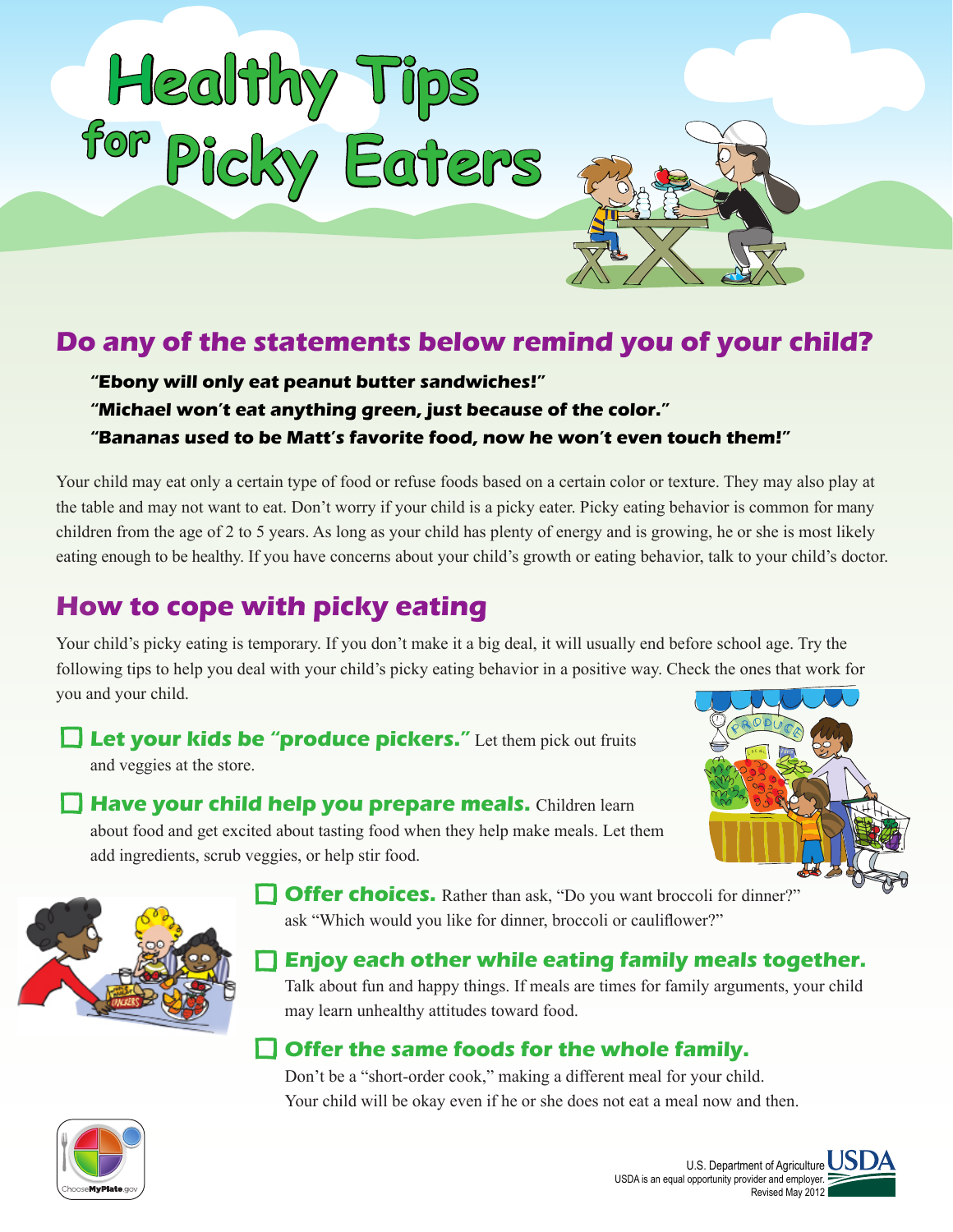# Healthy Tips for Picky Eaters

## Do any of the statements below remind you of your child?

**"Ebony will only eat peanut butter sandwiches!"**
**"Michael won't eat anything green, just because of the color."**
**"Bananas used to be Matt's favorite food, now he won't even touch them!"**

Your child may eat only a certain type of food or refuse foods based on a certain color or texture. They may also play at the table and may not want to eat. Don't worry if your child is a picky eater. Picky eating behavior is common for many children from the age of 2 to 5 years. As long as your child has plenty of energy and is growing, he or she is most likely eating enough to be healthy. If you have concerns about your child's growth or eating behavior, talk to your child's doctor.

## How to cope with picky eating

Your child's picky eating is temporary. If you don't make it a big deal, it will usually end before school age. Try the following tips to help you deal with your child's picky eating behavior in a positive way. Check the ones that work for you and your child.

- ☐ **Let your kids be "produce pickers."** Let them pick out fruits and veggies at the store.
- ☐ **Have your child help you prepare meals.** Children learn about food and get excited about tasting food when they help make meals. Let them add ingredients, scrub veggies, or help stir food.
- ☐ **Offer choices.** Rather than ask, "Do you want broccoli for dinner?" ask "Which would you like for dinner, broccoli or cauliflower?"
- ☐ **Enjoy each other while eating family meals together.** Talk about fun and happy things. If meals are times for family arguments, your child may learn unhealthy attitudes toward food.
- ☐ **Offer the same foods for the whole family.** Don't be a "short-order cook," making a different meal for your child. Your child will be okay even if he or she does not eat a meal now and then.

ChooseMyPlate.gov

U.S. Department of Agriculture
USDA is an equal opportunity provider and employer.
Revised May 2012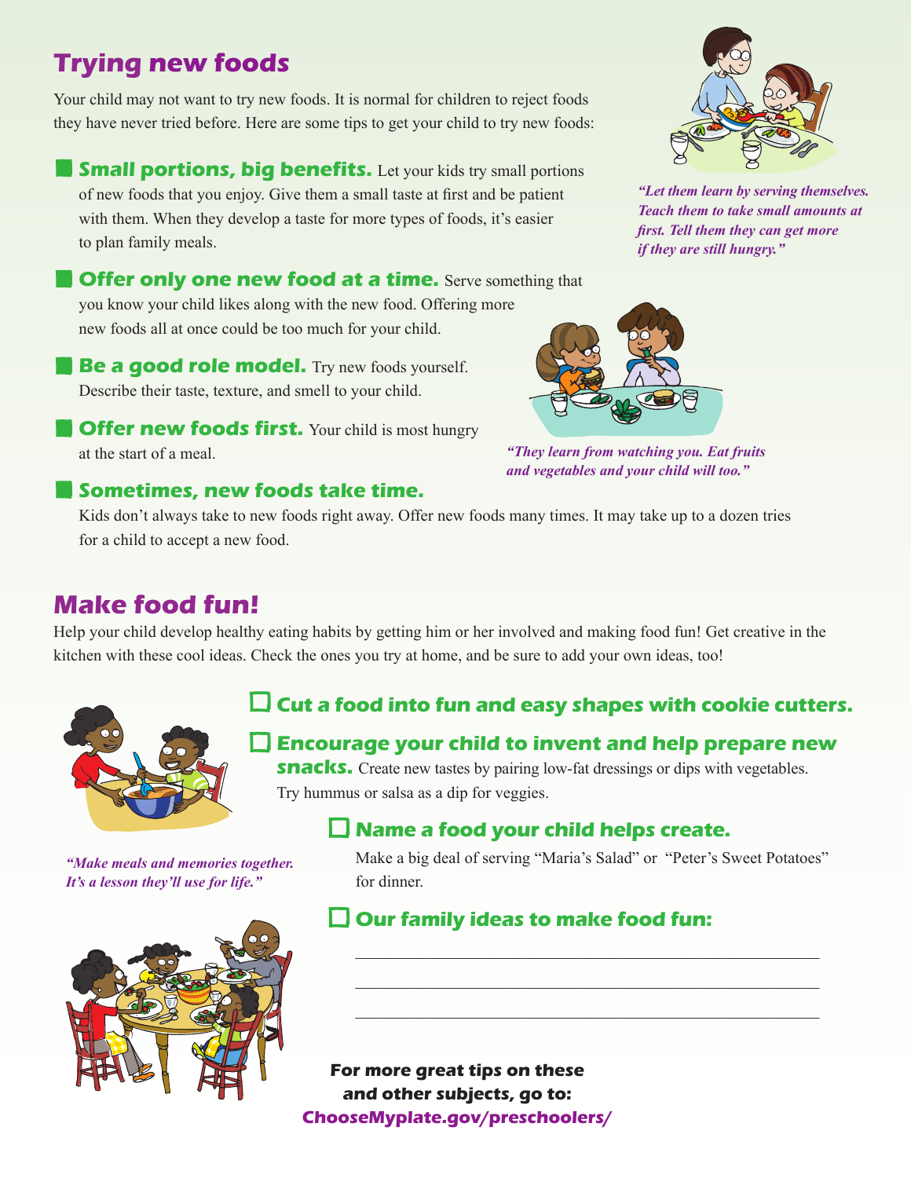## Trying new foods

Your child may not want to try new foods. It is normal for children to reject foods they have never tried before. Here are some tips to get your child to try new foods:

- **Small portions, big benefits.** Let your kids try small portions of new foods that you enjoy. Give them a small taste at first and be patient with them. When they develop a taste for more types of foods, it's easier to plan family meals.
- **Offer only one new food at a time.** Serve something that you know your child likes along with the new food. Offering more new foods all at once could be too much for your child.
- **Be a good role model.** Try new foods yourself. Describe their taste, texture, and smell to your child.
- **Offer new foods first.** Your child is most hungry at the start of a meal.
- **Sometimes, new foods take time.** Kids don't always take to new foods right away. Offer new foods many times. It may take up to a dozen tries for a child to accept a new food.

*"Let them learn by serving themselves. Teach them to take small amounts at first. Tell them they can get more if they are still hungry."*

*"They learn from watching you. Eat fruits and vegetables and your child will too."*

## Make food fun!

Help your child develop healthy eating habits by getting him or her involved and making food fun! Get creative in the kitchen with these cool ideas. Check the ones you try at home, and be sure to add your own ideas, too!

- [ ] **Cut a food into fun and easy shapes with cookie cutters.**
- [ ] **Encourage your child to invent and help prepare new snacks.** Create new tastes by pairing low-fat dressings or dips with vegetables. Try hummus or salsa as a dip for veggies.
- [ ] **Name a food your child helps create.** Make a big deal of serving "Maria's Salad" or "Peter's Sweet Potatoes" for dinner.
- [ ] **Our family ideas to make food fun:**

\_\_\_\_\_\_\_\_\_\_\_\_\_\_\_\_\_\_\_\_\_\_\_\_\_\_\_\_\_\_\_\_\_\_\_\_\_\_\_\_\_\_\_\_

\_\_\_\_\_\_\_\_\_\_\_\_\_\_\_\_\_\_\_\_\_\_\_\_\_\_\_\_\_\_\_\_\_\_\_\_\_\_\_\_\_\_\_\_

\_\_\_\_\_\_\_\_\_\_\_\_\_\_\_\_\_\_\_\_\_\_\_\_\_\_\_\_\_\_\_\_\_\_\_\_\_\_\_\_\_\_\_\_

*"Make meals and memories together. It's a lesson they'll use for life."*

**For more great tips on these and other subjects, go to:**
**ChooseMyplate.gov/preschoolers/**